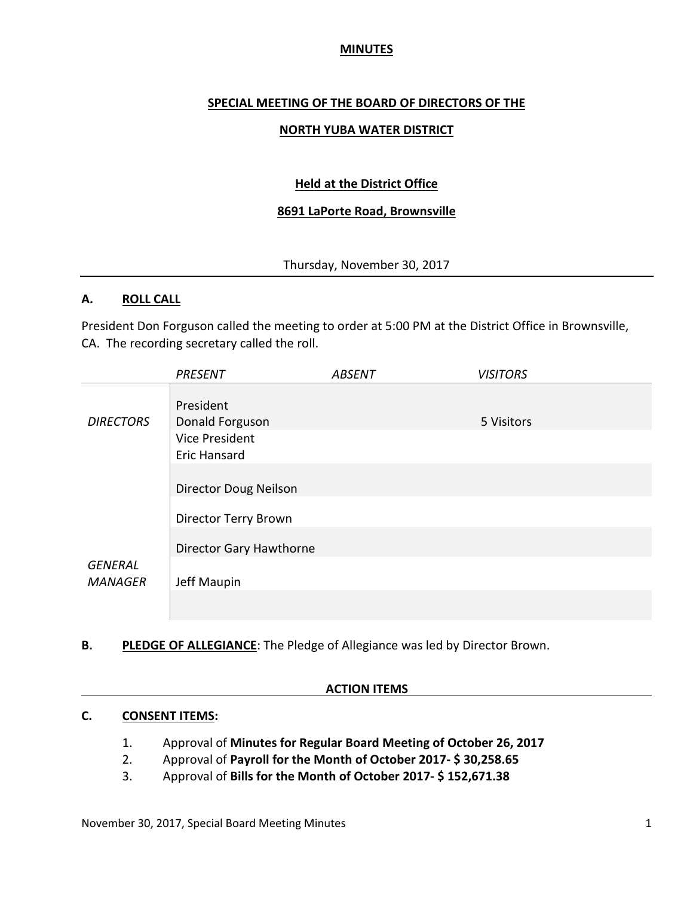**MINUTES**

**SPECIAL MEETING OF THE BOARD OF DIRECTORS OF THE**

**NORTH YUBA WATER DISTRICT**

**Held at the District Office**

**8691 LaPorte Road, Brownsville**

Thursday, November 30, 2017

## A. ROLL CALL

President Don Forguson called the meeting to order at 5:00 PM at the District Office in Brownsville, CA. The recording secretary called the roll.

| | *PRESENT* | *ABSENT* | *VISITORS* |
|---|---|---|---|
| *DIRECTORS* | President Donald Forguson | | 5 Visitors |
| | Vice President Eric Hansard | | |
| | Director Doug Neilson | | |
| | Director Terry Brown | | |
| | Director Gary Hawthorne | | |
| *GENERAL MANAGER* | Jeff Maupin | | |

## B. PLEDGE OF ALLEGIANCE

**PLEDGE OF ALLEGIANCE**: The Pledge of Allegiance was led by Director Brown.

**ACTION ITEMS**

## C. CONSENT ITEMS:

1. Approval of **Minutes for Regular Board Meeting of October 26, 2017**
2. Approval of **Payroll for the Month of October 2017- $ 30,258.65**
3. Approval of **Bills for the Month of October 2017- $ 152,671.38**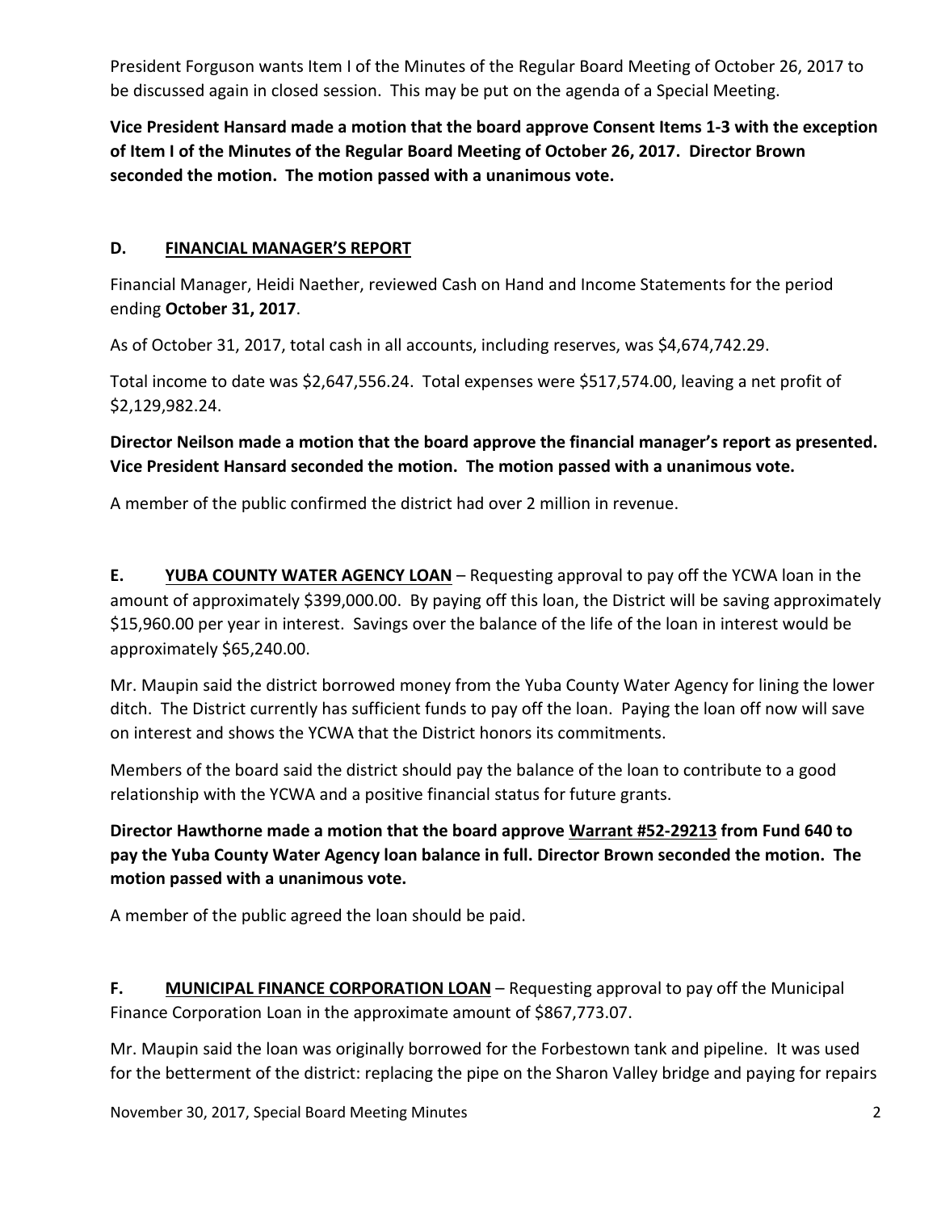President Forguson wants Item I of the Minutes of the Regular Board Meeting of October 26, 2017 to be discussed again in closed session. This may be put on the agenda of a Special Meeting.

**Vice President Hansard made a motion that the board approve Consent Items 1-3 with the exception of Item I of the Minutes of the Regular Board Meeting of October 26, 2017. Director Brown seconded the motion. The motion passed with a unanimous vote.**

## D. <u>FINANCIAL MANAGER'S REPORT</u>

Financial Manager, Heidi Naether, reviewed Cash on Hand and Income Statements for the period ending **October 31, 2017**.

As of October 31, 2017, total cash in all accounts, including reserves, was $4,674,742.29.

Total income to date was $2,647,556.24. Total expenses were $517,574.00, leaving a net profit of $2,129,982.24.

**Director Neilson made a motion that the board approve the financial manager's report as presented. Vice President Hansard seconded the motion. The motion passed with a unanimous vote.**

A member of the public confirmed the district had over 2 million in revenue.

**E. <u>YUBA COUNTY WATER AGENCY LOAN</u>** – Requesting approval to pay off the YCWA loan in the amount of approximately $399,000.00. By paying off this loan, the District will be saving approximately $15,960.00 per year in interest. Savings over the balance of the life of the loan in interest would be approximately $65,240.00.

Mr. Maupin said the district borrowed money from the Yuba County Water Agency for lining the lower ditch. The District currently has sufficient funds to pay off the loan. Paying the loan off now will save on interest and shows the YCWA that the District honors its commitments.

Members of the board said the district should pay the balance of the loan to contribute to a good relationship with the YCWA and a positive financial status for future grants.

**Director Hawthorne made a motion that the board approve <u>Warrant #52-29213</u> from Fund 640 to pay the Yuba County Water Agency loan balance in full. Director Brown seconded the motion. The motion passed with a unanimous vote.**

A member of the public agreed the loan should be paid.

**F. <u>MUNICIPAL FINANCE CORPORATION LOAN</u>** – Requesting approval to pay off the Municipal Finance Corporation Loan in the approximate amount of $867,773.07.

Mr. Maupin said the loan was originally borrowed for the Forbestown tank and pipeline. It was used for the betterment of the district: replacing the pipe on the Sharon Valley bridge and paying for repairs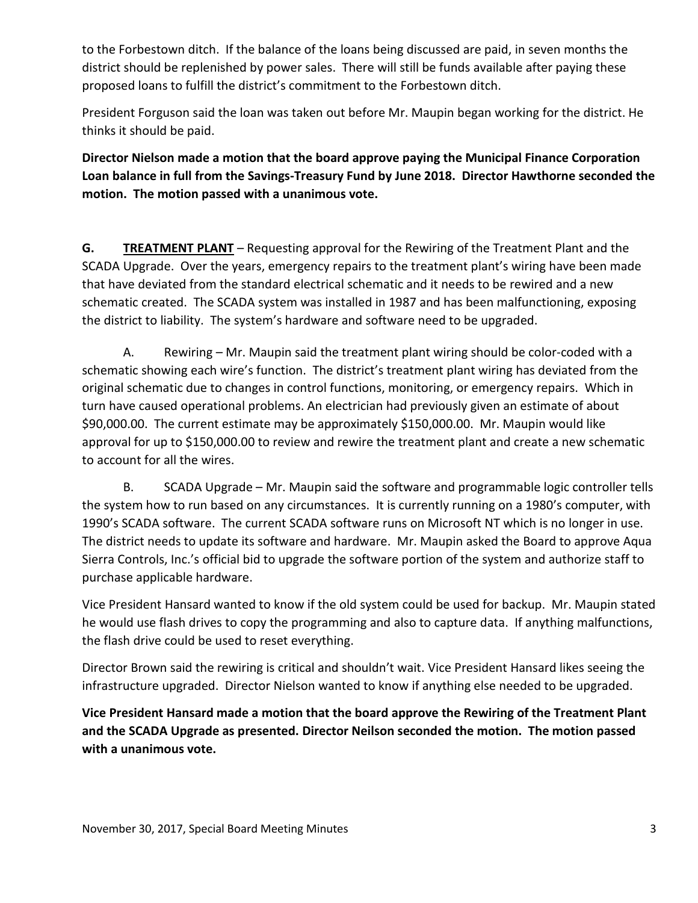to the Forbestown ditch. If the balance of the loans being discussed are paid, in seven months the district should be replenished by power sales. There will still be funds available after paying these proposed loans to fulfill the district's commitment to the Forbestown ditch.

President Forguson said the loan was taken out before Mr. Maupin began working for the district. He thinks it should be paid.

**Director Nielson made a motion that the board approve paying the Municipal Finance Corporation Loan balance in full from the Savings-Treasury Fund by June 2018. Director Hawthorne seconded the motion. The motion passed with a unanimous vote.**

**G. <u>TREATMENT PLANT</u>** – Requesting approval for the Rewiring of the Treatment Plant and the SCADA Upgrade. Over the years, emergency repairs to the treatment plant's wiring have been made that have deviated from the standard electrical schematic and it needs to be rewired and a new schematic created. The SCADA system was installed in 1987 and has been malfunctioning, exposing the district to liability. The system's hardware and software need to be upgraded.

A. Rewiring – Mr. Maupin said the treatment plant wiring should be color-coded with a schematic showing each wire's function. The district's treatment plant wiring has deviated from the original schematic due to changes in control functions, monitoring, or emergency repairs. Which in turn have caused operational problems. An electrician had previously given an estimate of about $90,000.00. The current estimate may be approximately $150,000.00. Mr. Maupin would like approval for up to $150,000.00 to review and rewire the treatment plant and create a new schematic to account for all the wires.

B. SCADA Upgrade – Mr. Maupin said the software and programmable logic controller tells the system how to run based on any circumstances. It is currently running on a 1980's computer, with 1990's SCADA software. The current SCADA software runs on Microsoft NT which is no longer in use. The district needs to update its software and hardware. Mr. Maupin asked the Board to approve Aqua Sierra Controls, Inc.'s official bid to upgrade the software portion of the system and authorize staff to purchase applicable hardware.

Vice President Hansard wanted to know if the old system could be used for backup. Mr. Maupin stated he would use flash drives to copy the programming and also to capture data. If anything malfunctions, the flash drive could be used to reset everything.

Director Brown said the rewiring is critical and shouldn't wait. Vice President Hansard likes seeing the infrastructure upgraded. Director Nielson wanted to know if anything else needed to be upgraded.

**Vice President Hansard made a motion that the board approve the Rewiring of the Treatment Plant and the SCADA Upgrade as presented. Director Neilson seconded the motion. The motion passed with a unanimous vote.**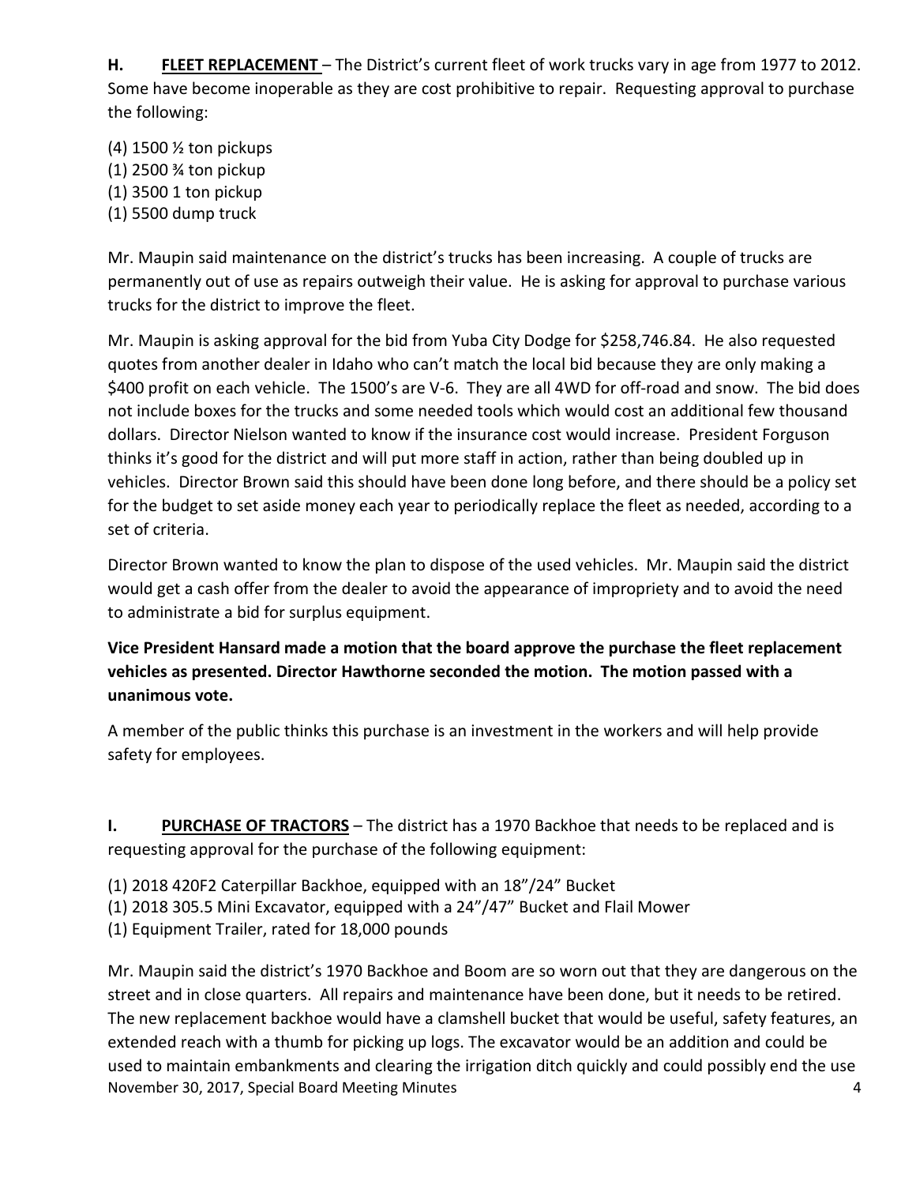**H. FLEET REPLACEMENT** – The District's current fleet of work trucks vary in age from 1977 to 2012. Some have become inoperable as they are cost prohibitive to repair. Requesting approval to purchase the following:

(4) 1500 ½ ton pickups
(1) 2500 ¾ ton pickup
(1) 3500 1 ton pickup
(1) 5500 dump truck

Mr. Maupin said maintenance on the district's trucks has been increasing. A couple of trucks are permanently out of use as repairs outweigh their value. He is asking for approval to purchase various trucks for the district to improve the fleet.

Mr. Maupin is asking approval for the bid from Yuba City Dodge for $258,746.84. He also requested quotes from another dealer in Idaho who can't match the local bid because they are only making a $400 profit on each vehicle. The 1500's are V-6. They are all 4WD for off-road and snow. The bid does not include boxes for the trucks and some needed tools which would cost an additional few thousand dollars. Director Nielson wanted to know if the insurance cost would increase. President Forguson thinks it's good for the district and will put more staff in action, rather than being doubled up in vehicles. Director Brown said this should have been done long before, and there should be a policy set for the budget to set aside money each year to periodically replace the fleet as needed, according to a set of criteria.

Director Brown wanted to know the plan to dispose of the used vehicles. Mr. Maupin said the district would get a cash offer from the dealer to avoid the appearance of impropriety and to avoid the need to administrate a bid for surplus equipment.

**Vice President Hansard made a motion that the board approve the purchase the fleet replacement vehicles as presented. Director Hawthorne seconded the motion. The motion passed with a unanimous vote.**

A member of the public thinks this purchase is an investment in the workers and will help provide safety for employees.

**I. PURCHASE OF TRACTORS** – The district has a 1970 Backhoe that needs to be replaced and is requesting approval for the purchase of the following equipment:

(1) 2018 420F2 Caterpillar Backhoe, equipped with an 18"/24" Bucket
(1) 2018 305.5 Mini Excavator, equipped with a 24"/47" Bucket and Flail Mower
(1) Equipment Trailer, rated for 18,000 pounds

Mr. Maupin said the district's 1970 Backhoe and Boom are so worn out that they are dangerous on the street and in close quarters. All repairs and maintenance have been done, but it needs to be retired. The new replacement backhoe would have a clamshell bucket that would be useful, safety features, an extended reach with a thumb for picking up logs. The excavator would be an addition and could be used to maintain embankments and clearing the irrigation ditch quickly and could possibly end the use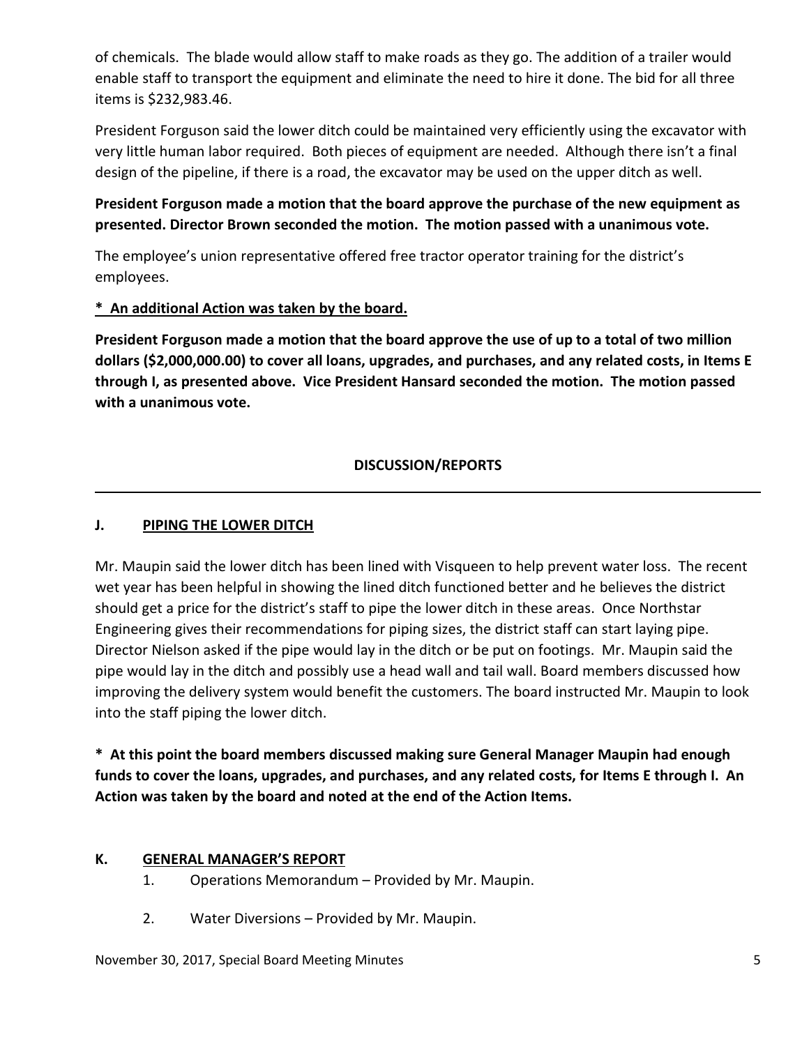of chemicals. The blade would allow staff to make roads as they go. The addition of a trailer would enable staff to transport the equipment and eliminate the need to hire it done. The bid for all three items is $232,983.46.

President Forguson said the lower ditch could be maintained very efficiently using the excavator with very little human labor required. Both pieces of equipment are needed. Although there isn't a final design of the pipeline, if there is a road, the excavator may be used on the upper ditch as well.

**President Forguson made a motion that the board approve the purchase of the new equipment as presented. Director Brown seconded the motion. The motion passed with a unanimous vote.**

The employee's union representative offered free tractor operator training for the district's employees.

**<u>* An additional Action was taken by the board.</u>**

**President Forguson made a motion that the board approve the use of up to a total of two million dollars ($2,000,000.00) to cover all loans, upgrades, and purchases, and any related costs, in Items E through I, as presented above. Vice President Hansard seconded the motion. The motion passed with a unanimous vote.**

## DISCUSSION/REPORTS

### J. <u>PIPING THE LOWER DITCH</u>

Mr. Maupin said the lower ditch has been lined with Visqueen to help prevent water loss. The recent wet year has been helpful in showing the lined ditch functioned better and he believes the district should get a price for the district's staff to pipe the lower ditch in these areas. Once Northstar Engineering gives their recommendations for piping sizes, the district staff can start laying pipe. Director Nielson asked if the pipe would lay in the ditch or be put on footings. Mr. Maupin said the pipe would lay in the ditch and possibly use a head wall and tail wall. Board members discussed how improving the delivery system would benefit the customers. The board instructed Mr. Maupin to look into the staff piping the lower ditch.

**\* At this point the board members discussed making sure General Manager Maupin had enough funds to cover the loans, upgrades, and purchases, and any related costs, for Items E through I. An Action was taken by the board and noted at the end of the Action Items.**

### K. <u>GENERAL MANAGER'S REPORT</u>

1. Operations Memorandum – Provided by Mr. Maupin.
2. Water Diversions – Provided by Mr. Maupin.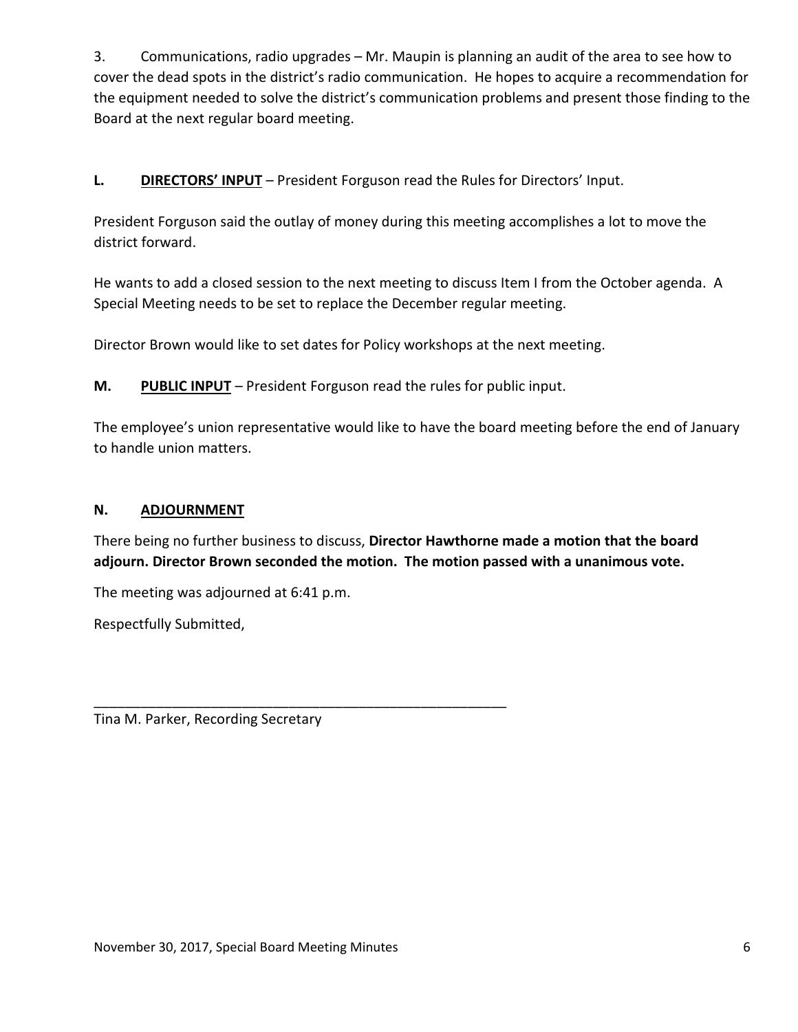3. Communications, radio upgrades – Mr. Maupin is planning an audit of the area to see how to cover the dead spots in the district's radio communication. He hopes to acquire a recommendation for the equipment needed to solve the district's communication problems and present those finding to the Board at the next regular board meeting.

**L. <u>DIRECTORS' INPUT</u>** – President Forguson read the Rules for Directors' Input.

President Forguson said the outlay of money during this meeting accomplishes a lot to move the district forward.

He wants to add a closed session to the next meeting to discuss Item I from the October agenda. A Special Meeting needs to be set to replace the December regular meeting.

Director Brown would like to set dates for Policy workshops at the next meeting.

**M. <u>PUBLIC INPUT</u>** – President Forguson read the rules for public input.

The employee's union representative would like to have the board meeting before the end of January to handle union matters.

**N. <u>ADJOURNMENT</u>**

There being no further business to discuss, **Director Hawthorne made a motion that the board adjourn. Director Brown seconded the motion. The motion passed with a unanimous vote.**

The meeting was adjourned at 6:41 p.m.

Respectfully Submitted,

\_\_\_\_\_\_\_\_\_\_\_\_\_\_\_\_\_\_\_\_\_\_\_\_\_\_\_\_\_\_\_\_\_\_\_\_\_\_\_\_\_\_\_\_\_\_\_\_\_\_\_\_

Tina M. Parker, Recording Secretary